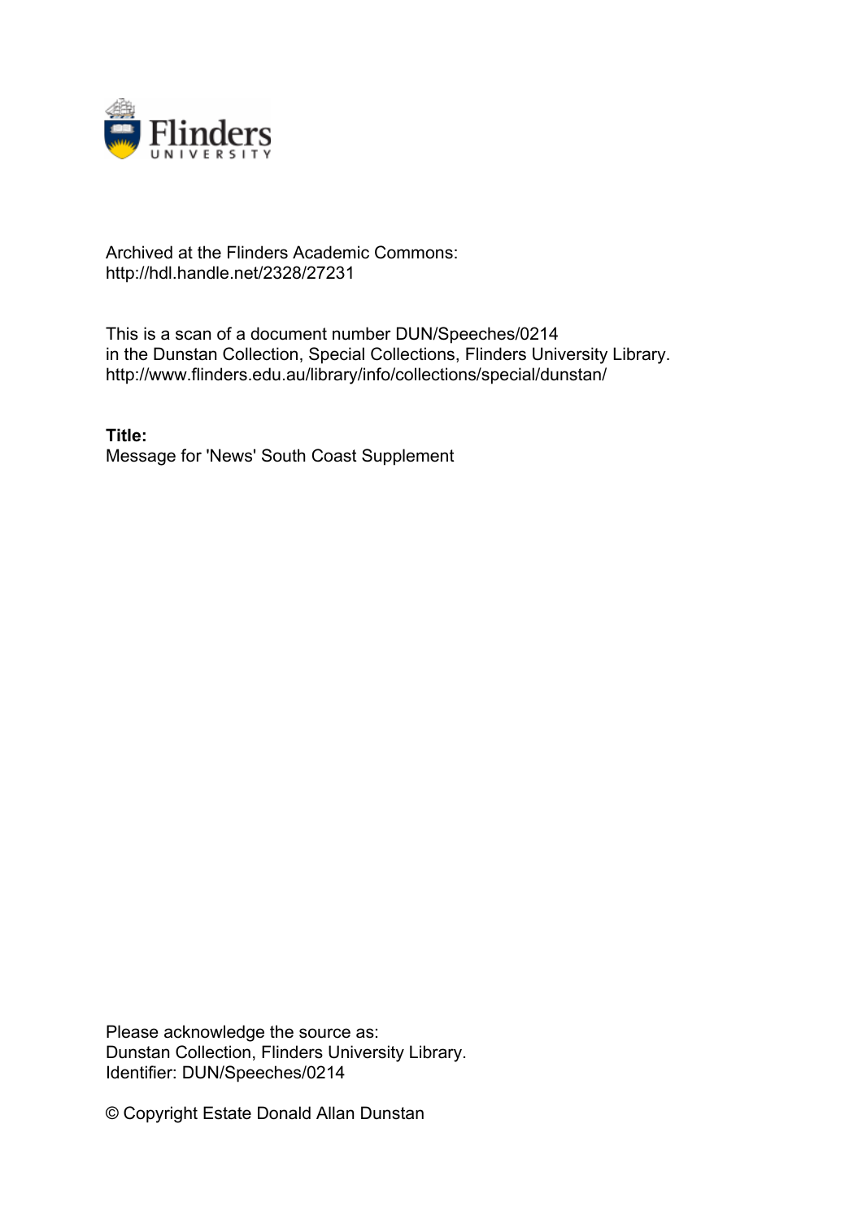Archived at the Flinders Academic Commons:
http://hdl.handle.net/2328/27231

This is a scan of a document number DUN/Speeches/0214
in the Dunstan Collection, Special Collections, Flinders University Library.
http://www.flinders.edu.au/library/info/collections/special/dunstan/

**Title:**
Message for 'News' South Coast Supplement

Please acknowledge the source as:
Dunstan Collection, Flinders University Library.
Identifier: DUN/Speeches/0214

© Copyright Estate Donald Allan Dunstan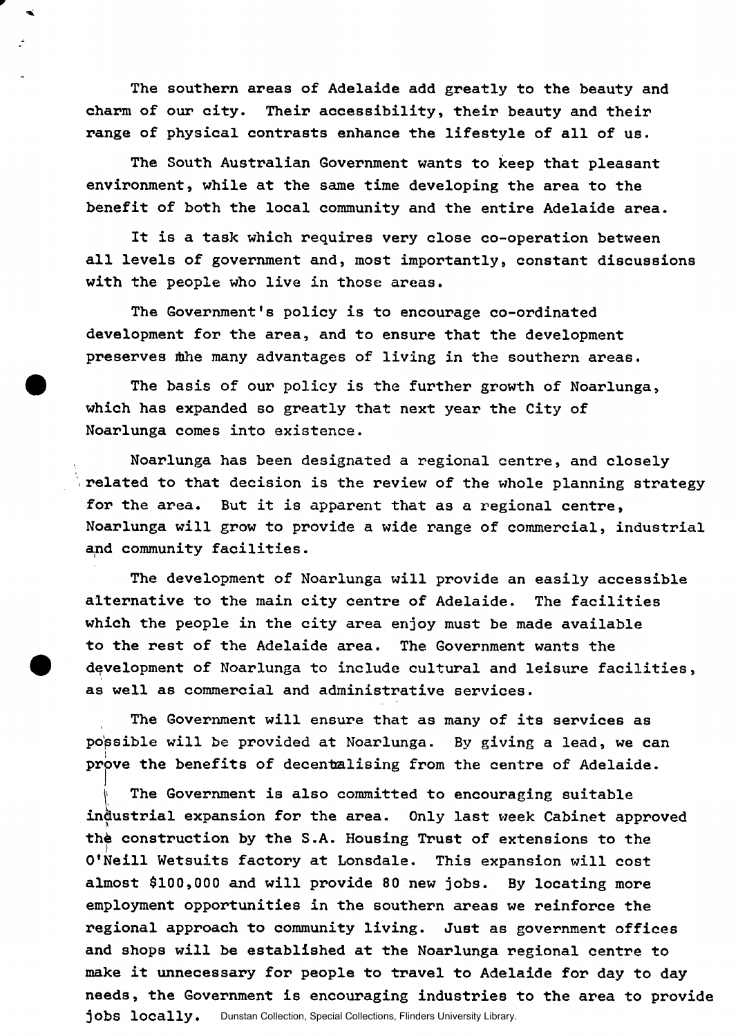The southern areas of Adelaide add greatly to the beauty and charm of our city. Their accessibility, their beauty and their range of physical contrasts enhance the lifestyle of all of us.

The South Australian Government wants to keep that pleasant environment, while at the same time developing the area to the benefit of both the local community and the entire Adelaide area.

It is a task which requires very close co-operation between all levels of government and, most importantly, constant discussions with the people who live in those areas.

The Government's policy is to encourage co-ordinated development for the area, and to ensure that the development preserves the many advantages of living in the southern areas.

The basis of our policy is the further growth of Noarlunga, which has expanded so greatly that next year the City of Noarlunga comes into existence.

Noarlunga has been designated a regional centre, and closely related to that decision is the review of the whole planning strategy for the area. But it is apparent that as a regional centre, Noarlunga will grow to provide a wide range of commercial, industrial and community facilities.

The development of Noarlunga will provide an easily accessible alternative to the main city centre of Adelaide. The facilities which the people in the city area enjoy must be made available to the rest of the Adelaide area. The Government wants the development of Noarlunga to include cultural and leisure facilities, as well as commercial and administrative services.

The Government will ensure that as many of its services as possible will be provided at Noarlunga. By giving a lead, we can prove the benefits of decentralising from the centre of Adelaide.

The Government is also committed to encouraging suitable industrial expansion for the area. Only last week Cabinet approved the construction by the S.A. Housing Trust of extensions to the O'Neill Wetsuits factory at Lonsdale. This expansion will cost almost $100,000 and will provide 80 new jobs. By locating more employment opportunities in the southern areas we reinforce the regional approach to community living. Just as government offices and shops will be established at the Noarlunga regional centre to make it unnecessary for people to travel to Adelaide for day to day needs, the Government is encouraging industries to the area to provide jobs locally.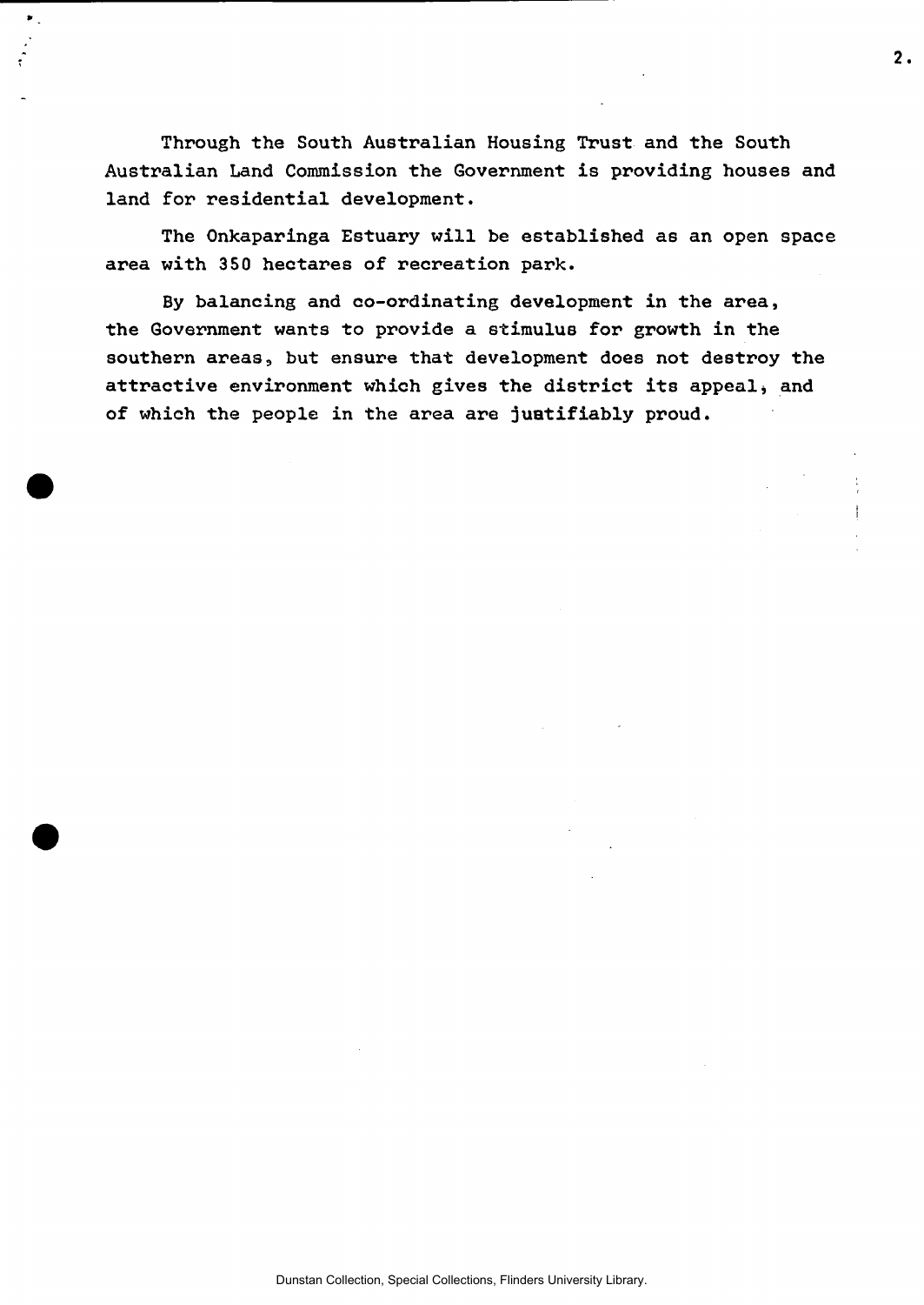Through the South Australian Housing Trust and the South Australian Land Commission the Government is providing houses and land for residential development.

The Onkaparinga Estuary will be established as an open space area with 350 hectares of recreation park.

By balancing and co-ordinating development in the area, the Government wants to provide a stimulus for growth in the southern areas, but ensure that development does not destroy the attractive environment which gives the district its appeal, and of which the people in the area are justifiably proud.

Dunstan Collection, Special Collections, Flinders University Library.